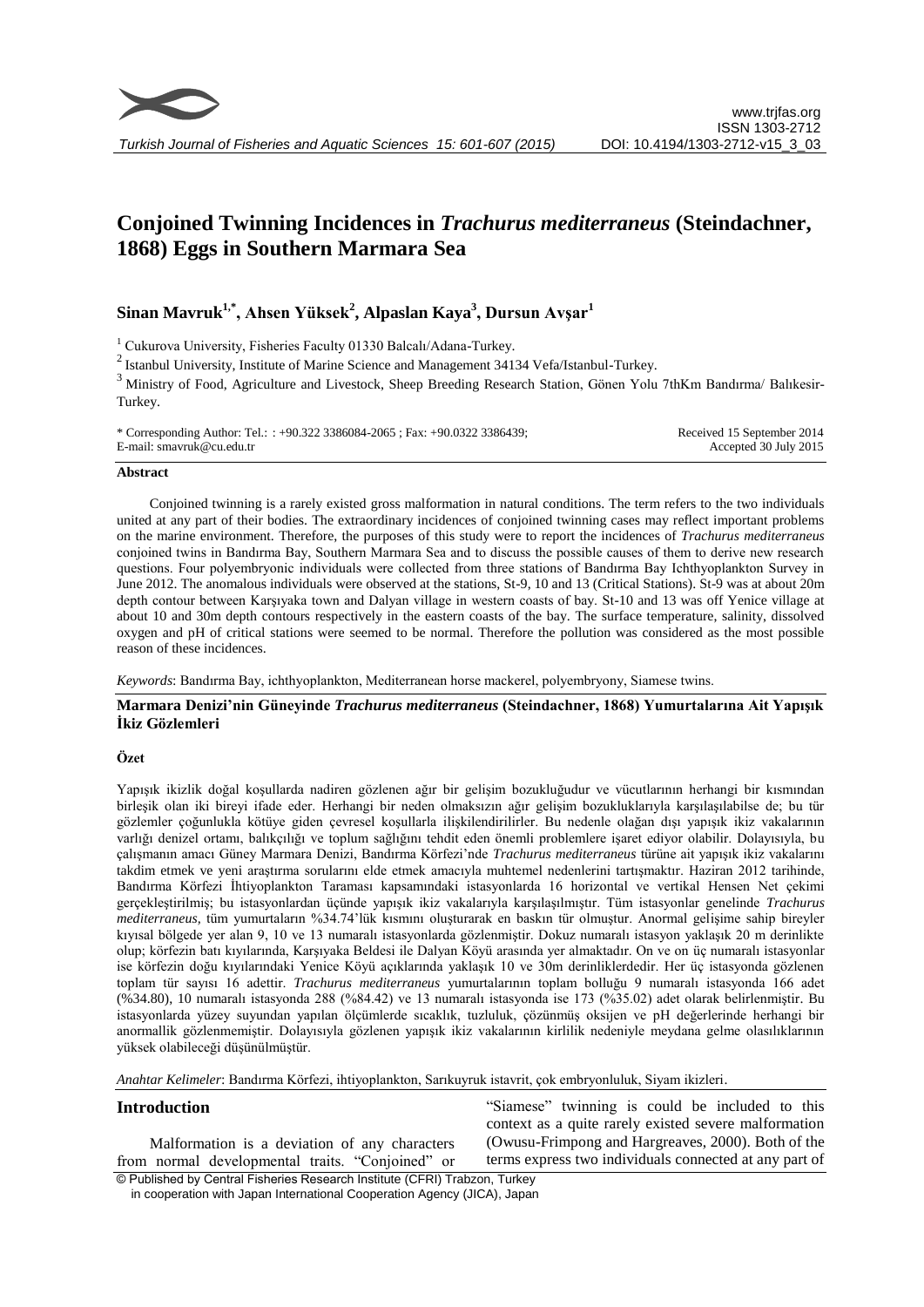www.trjfas.org
ISSN 1303-2712
DOI: 10.4194/1303-2712-v15_3_03

*Turkish Journal of Fisheries and Aquatic Sciences 15: 601-607 (2015)*

# Conjoined Twinning Incidences in *Trachurus mediterraneus* (Steindachner, 1868) Eggs in Southern Marmara Sea

**Sinan Mavruk[1,*], Ahsen Yüksek[2], Alpaslan Kaya[3], Dursun Avşar[1]**

[1] Cukurova University, Fisheries Faculty 01330 Balcalı/Adana-Turkey.

[2] Istanbul University, Institute of Marine Science and Management 34134 Vefa/Istanbul-Turkey.

[3] Ministry of Food, Agriculture and Livestock, Sheep Breeding Research Station, Gönen Yolu 7thKm Bandırma/ Balıkesir-Turkey.

\* Corresponding Author: Tel.: : +90.322 3386084-2065 ; Fax: +90.0322 3386439;
E-mail: smavruk@cu.edu.tr

Received 15 September 2014
Accepted 30 July 2015

## Abstract

Conjoined twinning is a rarely existed gross malformation in natural conditions. The term refers to the two individuals united at any part of their bodies. The extraordinary incidences of conjoined twinning cases may reflect important problems on the marine environment. Therefore, the purposes of this study were to report the incidences of *Trachurus mediterraneus* conjoined twins in Bandırma Bay, Southern Marmara Sea and to discuss the possible causes of them to derive new research questions. Four polyembryonic individuals were collected from three stations of Bandırma Bay Ichthyoplankton Survey in June 2012. The anomalous individuals were observed at the stations, St-9, 10 and 13 (Critical Stations). St-9 was at about 20m depth contour between Karşıyaka town and Dalyan village in western coasts of bay. St-10 and 13 was off Yenice village at about 10 and 30m depth contours respectively in the eastern coasts of the bay. The surface temperature, salinity, dissolved oxygen and pH of critical stations were seemed to be normal. Therefore the pollution was considered as the most possible reason of these incidences.

*Keywords*: Bandırma Bay, ichthyoplankton, Mediterranean horse mackerel, polyembryony, Siamese twins.

## Marmara Denizi'nin Güneyinde *Trachurus mediterraneus* (Steindachner, 1868) Yumurtalarına Ait Yapışık İkiz Gözlemleri

### Özet

Yapışık ikizlik doğal koşullarda nadiren gözlenen ağır bir gelişim bozukluğudur ve vücutlarının herhangi bir kısmından birleşik olan iki bireyi ifade eder. Herhangi bir neden olmaksızın ağır gelişim bozukluklarıyla karşılaşılabilse de; bu tür gözlemler çoğunlukla kötüye giden çevresel koşullarla ilişkilendirilirler. Bu nedenle olağan dışı yapışık ikiz vakalarının varlığı denizel ortamı, balıkçılığı ve toplum sağlığını tehdit eden önemli problemlere işaret ediyor olabilir. Dolayısıyla, bu çalışmanın amacı Güney Marmara Denizi, Bandırma Körfezi'nde *Trachurus mediterraneus* türüne ait yapışık ikiz vakalarını takdim etmek ve yeni araştırma sorularını elde etmek amacıyla muhtemel nedenlerini tartışmaktır. Haziran 2012 tarihinde, Bandırma Körfezi İhtiyoplankton Taraması kapsamındaki istasyonlarda 16 horizontal ve vertikal Hensen Net çekimi gerçekleştirilmiş; bu istasyonlardan üçünde yapışık ikiz vakalarıyla karşılaşılmıştır. Tüm istasyonlar genelinde *Trachurus mediterraneus,* tüm yumurtaların %34.74'lük kısmını oluşturarak en baskın tür olmuştur. Anormal gelişime sahip bireyler kıyısal bölgede yer alan 9, 10 ve 13 numaralı istasyonlarda gözlenmiştir. Dokuz numaralı istasyon yaklaşık 20 m derinlikte olup; körfezin batı kıyılarında, Karşıyaka Beldesi ile Dalyan Köyü arasında yer almaktadır. On ve on üç numaralı istasyonlar ise körfezin doğu kıyılarındaki Yenice Köyü açıklarında yaklaşık 10 ve 30m derinliklerdedir. Her üç istasyonda gözlenen toplam tür sayısı 16 adettir. *Trachurus mediterraneus* yumurtalarının toplam bolluğu 9 numaralı istasyonda 166 adet (%34.80), 10 numaralı istasyonda 288 (%84.42) ve 13 numaralı istasyonda ise 173 (%35.02) adet olarak belirlenmiştir. Bu istasyonlarda yüzey suyundan yapılan ölçümlerde sıcaklık, tuzluluk, çözünmüş oksijen ve pH değerlerinde herhangi bir anormallik gözlenmemiştir. Dolayısıyla gözlenen yapışık ikiz vakalarının kirlilik nedeniyle meydana gelme olasılıklarının yüksek olabileceği düşünülmüştür.

*Anahtar Kelimeler*: Bandırma Körfezi, ihtiyoplankton, Sarıkuyruk istavrit, çok embryonluluk, Siyam ikizleri.

## Introduction

Malformation is a deviation of any characters from normal developmental traits. "Conjoined" or "Siamese" twinning is could be included to this context as a quite rarely existed severe malformation (Owusu-Frimpong and Hargreaves, 2000). Both of the terms express two individuals connected at any part of

© Published by Central Fisheries Research Institute (CFRI) Trabzon, Turkey
in cooperation with Japan International Cooperation Agency (JICA), Japan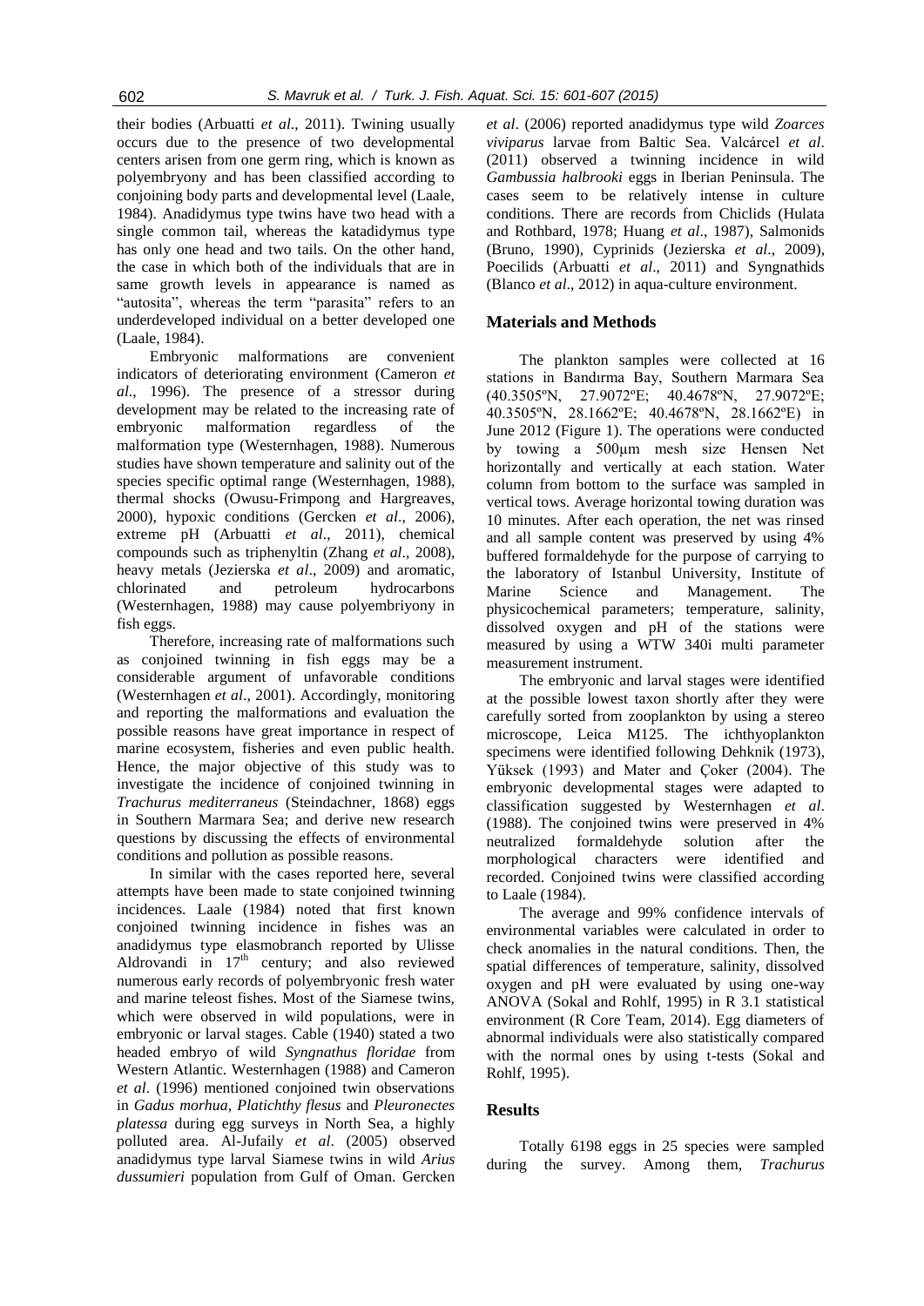their bodies (Arbuatti *et al*., 2011). Twining usually occurs due to the presence of two developmental centers arisen from one germ ring, which is known as polyembryony and has been classified according to conjoining body parts and developmental level (Laale, 1984). Anadidymus type twins have two head with a single common tail, whereas the katadidymus type has only one head and two tails. On the other hand, the case in which both of the individuals that are in same growth levels in appearance is named as "autosita", whereas the term "parasita" refers to an underdeveloped individual on a better developed one (Laale, 1984).

Embryonic malformations are convenient indicators of deteriorating environment (Cameron *et al*., 1996). The presence of a stressor during development may be related to the increasing rate of embryonic malformation regardless of the malformation type (Westernhagen, 1988). Numerous studies have shown temperature and salinity out of the species specific optimal range (Westernhagen, 1988), thermal shocks (Owusu-Frimpong and Hargreaves, 2000), hypoxic conditions (Gercken *et al*., 2006), extreme pH (Arbuatti *et al*., 2011), chemical compounds such as triphenyltin (Zhang *et al*., 2008), heavy metals (Jezierska *et al*., 2009) and aromatic, chlorinated and petroleum hydrocarbons (Westernhagen, 1988) may cause polyembriyony in fish eggs.

Therefore, increasing rate of malformations such as conjoined twinning in fish eggs may be a considerable argument of unfavorable conditions (Westernhagen *et al*., 2001). Accordingly, monitoring and reporting the malformations and evaluation the possible reasons have great importance in respect of marine ecosystem, fisheries and even public health. Hence, the major objective of this study was to investigate the incidence of conjoined twinning in *Trachurus mediterraneus* (Steindachner, 1868) eggs in Southern Marmara Sea; and derive new research questions by discussing the effects of environmental conditions and pollution as possible reasons.

In similar with the cases reported here, several attempts have been made to state conjoined twinning incidences. Laale (1984) noted that first known conjoined twinning incidence in fishes was an anadidymus type elasmobranch reported by Ulisse Aldrovandi in $17^{th}$ century; and also reviewed numerous early records of polyembryonic fresh water and marine teleost fishes. Most of the Siamese twins, which were observed in wild populations, were in embryonic or larval stages. Cable (1940) stated a two headed embryo of wild *Syngnathus floridae* from Western Atlantic. Westernhagen (1988) and Cameron *et al*. (1996) mentioned conjoined twin observations in *Gadus morhua*, *Platichthy flesus* and *Pleuronectes platessa* during egg surveys in North Sea, a highly polluted area. Al-Jufaily *et al*. (2005) observed anadidymus type larval Siamese twins in wild *Arius dussumieri* population from Gulf of Oman. Gercken *et al*. (2006) reported anadidymus type wild *Zoarces viviparus* larvae from Baltic Sea. Valcárcel *et al*. (2011) observed a twinning incidence in wild *Gambussia halbrooki* eggs in Iberian Peninsula. The cases seem to be relatively intense in culture conditions. There are records from Chiclids (Hulata and Rothbard, 1978; Huang *et al*., 1987), Salmonids (Bruno, 1990), Cyprinids (Jezierska *et al*., 2009), Poecilids (Arbuatti *et al*., 2011) and Syngnathids (Blanco *et al*., 2012) in aqua-culture environment.

## Materials and Methods

The plankton samples were collected at 16 stations in Bandırma Bay, Southern Marmara Sea (40.3505ºN, 27.9072ºE; 40.4678ºN, 27.9072ºE; 40.3505ºN, 28.1662ºE; 40.4678ºN, 28.1662ºE) in June 2012 (Figure 1). The operations were conducted by towing a 500µm mesh size Hensen Net horizontally and vertically at each station. Water column from bottom to the surface was sampled in vertical tows. Average horizontal towing duration was 10 minutes. After each operation, the net was rinsed and all sample content was preserved by using 4% buffered formaldehyde for the purpose of carrying to the laboratory of Istanbul University, Institute of Marine Science and Management. The physicochemical parameters; temperature, salinity, dissolved oxygen and pH of the stations were measured by using a WTW 340i multi parameter measurement instrument.

The embryonic and larval stages were identified at the possible lowest taxon shortly after they were carefully sorted from zooplankton by using a stereo microscope, Leica M125. The ichthyoplankton specimens were identified following Dehknik (1973), Yüksek (1993) and Mater and Çoker (2004). The embryonic developmental stages were adapted to classification suggested by Westernhagen *et al*. (1988). The conjoined twins were preserved in 4% neutralized formaldehyde solution after the morphological characters were identified and recorded. Conjoined twins were classified according to Laale (1984).

The average and 99% confidence intervals of environmental variables were calculated in order to check anomalies in the natural conditions. Then, the spatial differences of temperature, salinity, dissolved oxygen and pH were evaluated by using one-way ANOVA (Sokal and Rohlf, 1995) in R 3.1 statistical environment (R Core Team, 2014). Egg diameters of abnormal individuals were also statistically compared with the normal ones by using t-tests (Sokal and Rohlf, 1995).

## Results

Totally 6198 eggs in 25 species were sampled during the survey. Among them, *Trachurus*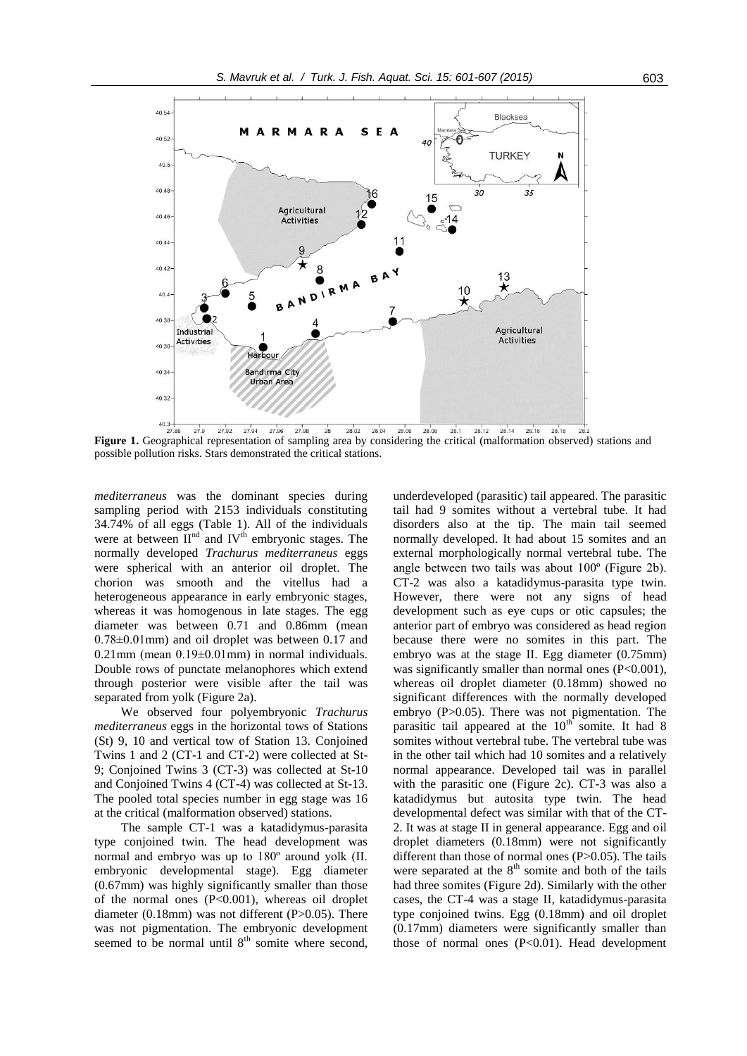MARMARA SEA

Blacksea

Marmara Sea

TURKEY

N

40

30

35

Agricultural Activities

Industrial Activities

Harbour

Bandirma City Urban Area

BANDIRMA BAY

Agricultural Activities

16 12 15 14 11 9 8 13 10 6 3 5 2 4 7 1

40.54 40.52 40.5 40.48 40.46 40.44 40.42 40.4 40.38 40.36 40.34 40.32 40.3

27.88 27.9 27.92 27.94 27.96 27.98 28 28.02 28.04 28.06 28.08 28.1 28.12 28.14 28.16 28.18 28.2

**Figure 1.** Geographical representation of sampling area by considering the critical (malformation observed) stations and possible pollution risks. Stars demonstrated the critical stations.

*mediterraneus* was the dominant species during sampling period with 2153 individuals constituting 34.74% of all eggs (Table 1). All of the individuals were at between II$^{nd}$ and IV$^{th}$ embryonic stages. The normally developed *Trachurus mediterraneus* eggs were spherical with an anterior oil droplet. The chorion was smooth and the vitellus had a heterogeneous appearance in early embryonic stages, whereas it was homogenous in late stages. The egg diameter was between 0.71 and 0.86mm (mean 0.78±0.01mm) and oil droplet was between 0.17 and 0.21mm (mean 0.19±0.01mm) in normal individuals. Double rows of punctate melanophores which extend through posterior were visible after the tail was separated from yolk (Figure 2a).

We observed four polyembryonic *Trachurus mediterraneus* eggs in the horizontal tows of Stations (St) 9, 10 and vertical tow of Station 13. Conjoined Twins 1 and 2 (CT-1 and CT-2) were collected at St-9; Conjoined Twins 3 (CT-3) was collected at St-10 and Conjoined Twins 4 (CT-4) was collected at St-13. The pooled total species number in egg stage was 16 at the critical (malformation observed) stations.

The sample CT-1 was a katadidymus-parasita type conjoined twin. The head development was normal and embryo was up to 180º around yolk (II. embryonic developmental stage). Egg diameter (0.67mm) was highly significantly smaller than those of the normal ones ($P<0.001$), whereas oil droplet diameter (0.18mm) was not different ($P>0.05$). There was not pigmentation. The embryonic development seemed to be normal until 8$^{th}$ somite where second, underdeveloped (parasitic) tail appeared. The parasitic tail had 9 somites without a vertebral tube. It had disorders also at the tip. The main tail seemed normally developed. It had about 15 somites and an external morphologically normal vertebral tube. The angle between two tails was about 100º (Figure 2b). CT-2 was also a katadidymus-parasita type twin. However, there were not any signs of head development such as eye cups or otic capsules; the anterior part of embryo was considered as head region because there were no somites in this part. The embryo was at the stage II. Egg diameter (0.75mm) was significantly smaller than normal ones ($P<0.001$), whereas oil droplet diameter (0.18mm) showed no significant differences with the normally developed embryo ($P>0.05$). There was not pigmentation. The parasitic tail appeared at the 10$^{th}$ somite. It had 8 somites without vertebral tube. The vertebral tube was in the other tail which had 10 somites and a relatively normal appearance. Developed tail was in parallel with the parasitic one (Figure 2c). CT-3 was also a katadidymus but autosita type twin. The head developmental defect was similar with that of the CT-2. It was at stage II in general appearance. Egg and oil droplet diameters (0.18mm) were not significantly different than those of normal ones ($P>0.05$). The tails were separated at the 8$^{th}$ somite and both of the tails had three somites (Figure 2d). Similarly with the other cases, the CT-4 was a stage II, katadidymus-parasita type conjoined twins. Egg (0.18mm) and oil droplet (0.17mm) diameters were significantly smaller than those of normal ones ($P<0.01$). Head development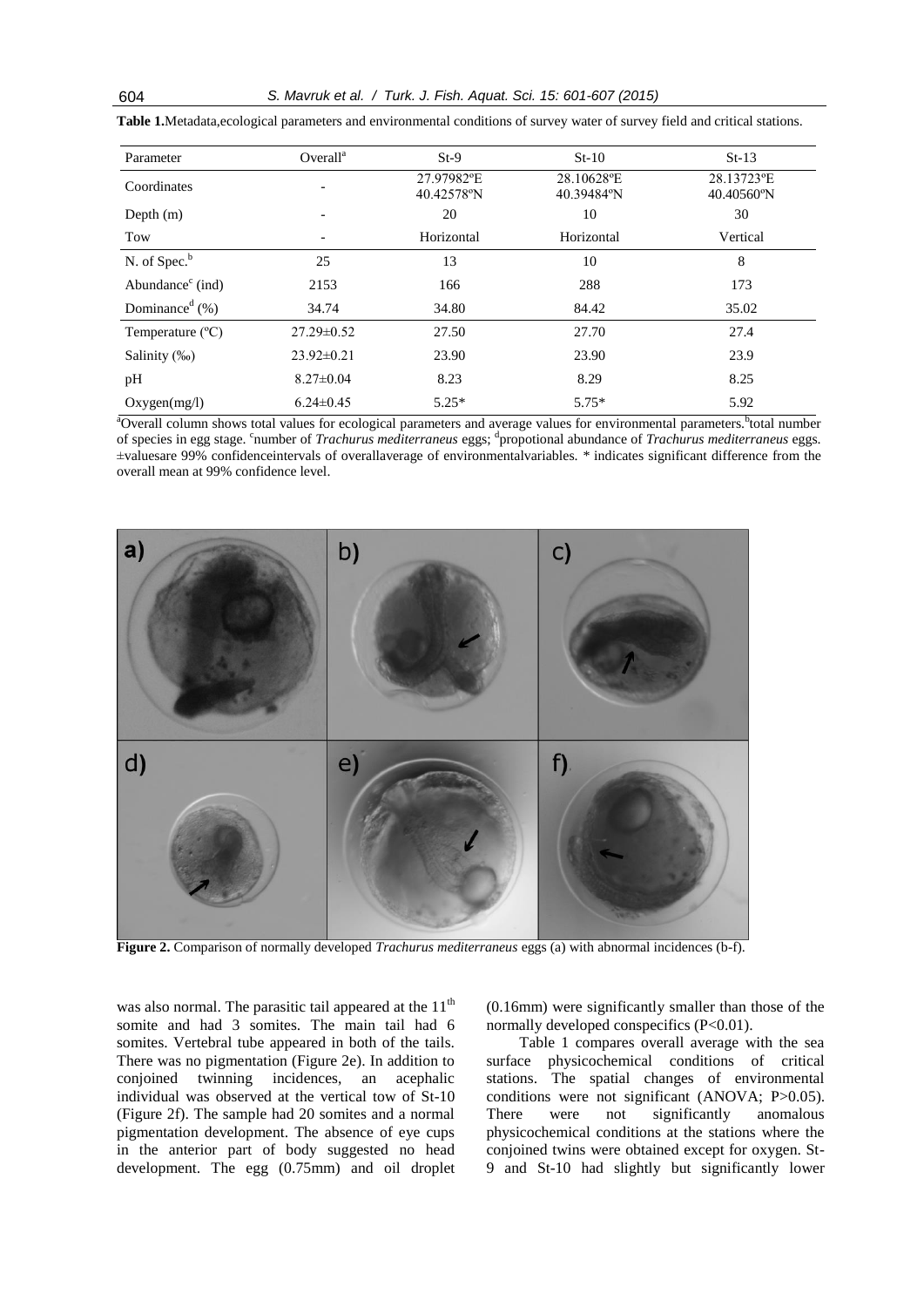**Table 1.** Metadata, ecological parameters and environmental conditions of survey water of survey field and critical stations.

| Parameter | Overall[a] | St-9 | St-10 | St-13 |
|---|---|---|---|---|
| Coordinates | - | 27.97982ºE 40.42578ºN | 28.10628ºE 40.39484ºN | 28.13723ºE 40.40560ºN |
| Depth (m) | - | 20 | 10 | 30 |
| Tow | - | Horizontal | Horizontal | Vertical |
| N. of Spec.[b] | 25 | 13 | 10 | 8 |
| Abundance[c] (ind) | 2153 | 166 | 288 | 173 |
| Dominance[d] (%) | 34.74 | 34.80 | 84.42 | 35.02 |
| Temperature (ºC) | 27.29±0.52 | 27.50 | 27.70 | 27.4 |
| Salinity (‰) | 23.92±0.21 | 23.90 | 23.90 | 23.9 |
| pH | 8.27±0.04 | 8.23 | 8.29 | 8.25 |
| Oxygen(mg/l) | 6.24±0.45 | 5.25* | 5.75* | 5.92 |

[a]Overall column shows total values for ecological parameters and average values for environmental parameters. [b]total number of species in egg stage. [c]number of *Trachurus mediterraneus* eggs; [d]propotional abundance of *Trachurus mediterraneus* eggs. ±valuesare 99% confidenceintervals of overallaverage of environmentalvariables. * indicates significant difference from the overall mean at 99% confidence level.

**Figure 2.** Comparison of normally developed *Trachurus mediterraneus* eggs (a) with abnormal incidences (b-f).

was also normal. The parasitic tail appeared at the 11[th] somite and had 3 somites. The main tail had 6 somites. Vertebral tube appeared in both of the tails. There was no pigmentation (Figure 2e). In addition to conjoined twinning incidences, an acephalic individual was observed at the vertical tow of St-10 (Figure 2f). The sample had 20 somites and a normal pigmentation development. The absence of eye cups in the anterior part of body suggested no head development. The egg (0.75mm) and oil droplet (0.16mm) were significantly smaller than those of the normally developed conspecifics ($P<0.01$).

Table 1 compares overall average with the sea surface physicochemical conditions of critical stations. The spatial changes of environmental conditions were not significant (ANOVA; $P>0.05$). There were not significantly anomalous physicochemical conditions at the stations where the conjoined twins were obtained except for oxygen. St-9 and St-10 had slightly but significantly lower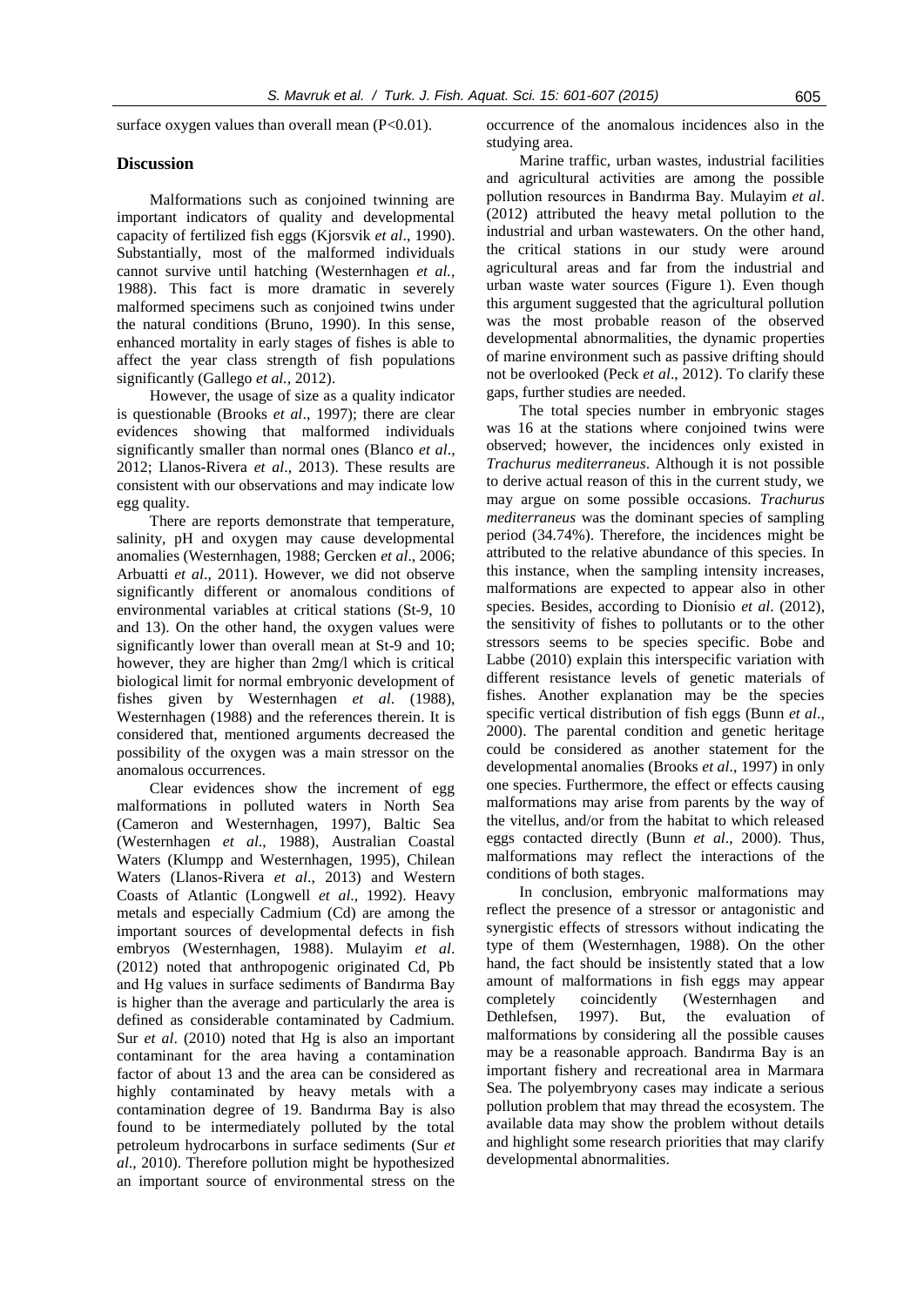surface oxygen values than overall mean (P<0.01).

## Discussion

Malformations such as conjoined twinning are important indicators of quality and developmental capacity of fertilized fish eggs (Kjorsvik *et al*., 1990). Substantially, most of the malformed individuals cannot survive until hatching (Westernhagen *et al.,* 1988). This fact is more dramatic in severely malformed specimens such as conjoined twins under the natural conditions (Bruno, 1990). In this sense, enhanced mortality in early stages of fishes is able to affect the year class strength of fish populations significantly (Gallego *et al.,* 2012).

However, the usage of size as a quality indicator is questionable (Brooks *et al*., 1997); there are clear evidences showing that malformed individuals significantly smaller than normal ones (Blanco *et al*., 2012; Llanos-Rivera *et al*., 2013). These results are consistent with our observations and may indicate low egg quality.

There are reports demonstrate that temperature, salinity, pH and oxygen may cause developmental anomalies (Westernhagen, 1988; Gercken *et al*., 2006; Arbuatti *et al*., 2011). However, we did not observe significantly different or anomalous conditions of environmental variables at critical stations (St-9, 10 and 13). On the other hand, the oxygen values were significantly lower than overall mean at St-9 and 10; however, they are higher than 2mg/l which is critical biological limit for normal embryonic development of fishes given by Westernhagen *et al*. (1988), Westernhagen (1988) and the references therein. It is considered that, mentioned arguments decreased the possibility of the oxygen was a main stressor on the anomalous occurrences.

Clear evidences show the increment of egg malformations in polluted waters in North Sea (Cameron and Westernhagen, 1997), Baltic Sea (Westernhagen *et al*., 1988), Australian Coastal Waters (Klumpp and Westernhagen, 1995), Chilean Waters (Llanos-Rivera *et al*., 2013) and Western Coasts of Atlantic (Longwell *et al*., 1992). Heavy metals and especially Cadmium (Cd) are among the important sources of developmental defects in fish embryos (Westernhagen, 1988). Mulayim *et al*. (2012) noted that anthropogenic originated Cd, Pb and Hg values in surface sediments of Bandırma Bay is higher than the average and particularly the area is defined as considerable contaminated by Cadmium. Sur *et al*. (2010) noted that Hg is also an important contaminant for the area having a contamination factor of about 13 and the area can be considered as highly contaminated by heavy metals with a contamination degree of 19. Bandırma Bay is also found to be intermediately polluted by the total petroleum hydrocarbons in surface sediments (Sur *et al*., 2010). Therefore pollution might be hypothesized an important source of environmental stress on the occurrence of the anomalous incidences also in the studying area.

Marine traffic, urban wastes, industrial facilities and agricultural activities are among the possible pollution resources in Bandırma Bay. Mulayim *et al*. (2012) attributed the heavy metal pollution to the industrial and urban wastewaters. On the other hand, the critical stations in our study were around agricultural areas and far from the industrial and urban waste water sources (Figure 1). Even though this argument suggested that the agricultural pollution was the most probable reason of the observed developmental abnormalities, the dynamic properties of marine environment such as passive drifting should not be overlooked (Peck *et al*., 2012). To clarify these gaps, further studies are needed.

The total species number in embryonic stages was 16 at the stations where conjoined twins were observed; however, the incidences only existed in *Trachurus mediterraneus*. Although it is not possible to derive actual reason of this in the current study, we may argue on some possible occasions. *Trachurus mediterraneus* was the dominant species of sampling period (34.74%). Therefore, the incidences might be attributed to the relative abundance of this species. In this instance, when the sampling intensity increases, malformations are expected to appear also in other species. Besides, according to Dionísio *et al*. (2012), the sensitivity of fishes to pollutants or to the other stressors seems to be species specific. Bobe and Labbe (2010) explain this interspecific variation with different resistance levels of genetic materials of fishes. Another explanation may be the species specific vertical distribution of fish eggs (Bunn *et al*., 2000). The parental condition and genetic heritage could be considered as another statement for the developmental anomalies (Brooks *et al*., 1997) in only one species. Furthermore, the effect or effects causing malformations may arise from parents by the way of the vitellus, and/or from the habitat to which released eggs contacted directly (Bunn *et al*., 2000). Thus, malformations may reflect the interactions of the conditions of both stages.

In conclusion, embryonic malformations may reflect the presence of a stressor or antagonistic and synergistic effects of stressors without indicating the type of them (Westernhagen, 1988). On the other hand, the fact should be insistently stated that a low amount of malformations in fish eggs may appear completely coincidently (Westernhagen and Dethlefsen, 1997). But, the evaluation of malformations by considering all the possible causes may be a reasonable approach. Bandırma Bay is an important fishery and recreational area in Marmara Sea. The polyembryony cases may indicate a serious pollution problem that may thread the ecosystem. The available data may show the problem without details and highlight some research priorities that may clarify developmental abnormalities.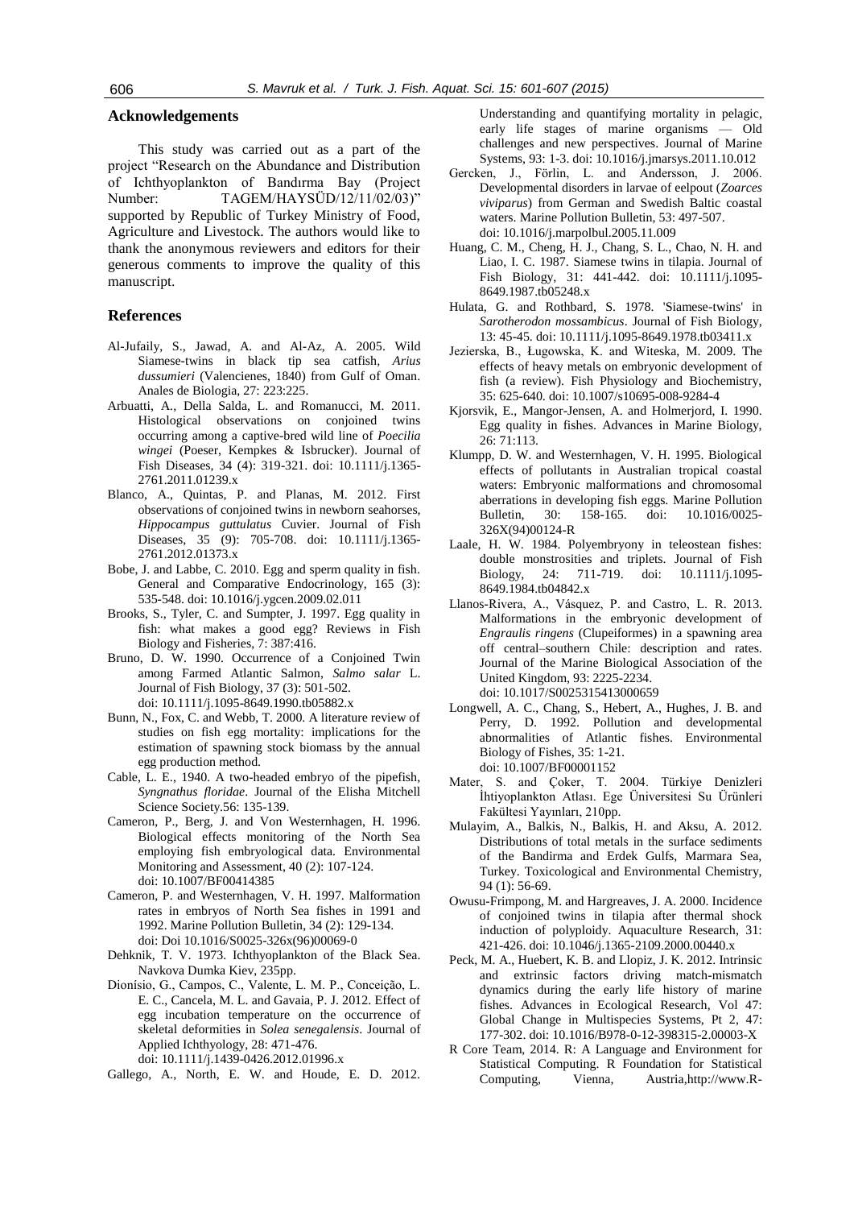## Acknowledgements

This study was carried out as a part of the project "Research on the Abundance and Distribution of Ichthyoplankton of Bandırma Bay (Project Number: TAGEM/HAYSÜD/12/11/02/03)" supported by Republic of Turkey Ministry of Food, Agriculture and Livestock. The authors would like to thank the anonymous reviewers and editors for their generous comments to improve the quality of this manuscript.

## References

Al-Jufaily, S., Jawad, A. and Al-Az, A. 2005. Wild Siamese-twins in black tip sea catfish, *Arius dussumieri* (Valencienes, 1840) from Gulf of Oman. Anales de Biologia, 27: 223:225.

Arbuatti, A., Della Salda, L. and Romanucci, M. 2011. Histological observations on conjoined twins occurring among a captive-bred wild line of *Poecilia wingei* (Poeser, Kempkes & Isbrucker). Journal of Fish Diseases, 34 (4): 319-321. doi: 10.1111/j.1365-2761.2011.01239.x

Blanco, A., Quintas, P. and Planas, M. 2012. First observations of conjoined twins in newborn seahorses, *Hippocampus guttulatus* Cuvier. Journal of Fish Diseases, 35 (9): 705-708. doi: 10.1111/j.1365-2761.2012.01373.x

Bobe, J. and Labbe, C. 2010. Egg and sperm quality in fish. General and Comparative Endocrinology, 165 (3): 535-548. doi: 10.1016/j.ygcen.2009.02.011

Brooks, S., Tyler, C. and Sumpter, J. 1997. Egg quality in fish: what makes a good egg? Reviews in Fish Biology and Fisheries, 7: 387:416.

Bruno, D. W. 1990. Occurrence of a Conjoined Twin among Farmed Atlantic Salmon, *Salmo salar* L. Journal of Fish Biology, 37 (3): 501-502. doi: 10.1111/j.1095-8649.1990.tb05882.x

Bunn, N., Fox, C. and Webb, T. 2000. A literature review of studies on fish egg mortality: implications for the estimation of spawning stock biomass by the annual egg production method.

Cable, L. E., 1940. A two-headed embryo of the pipefish, *Syngnathus floridae*. Journal of the Elisha Mitchell Science Society.56: 135-139.

Cameron, P., Berg, J. and Von Westernhagen, H. 1996. Biological effects monitoring of the North Sea employing fish embryological data. Environmental Monitoring and Assessment, 40 (2): 107-124. doi: 10.1007/BF00414385

Cameron, P. and Westernhagen, V. H. 1997. Malformation rates in embryos of North Sea fishes in 1991 and 1992. Marine Pollution Bulletin, 34 (2): 129-134. doi: Doi 10.1016/S0025-326x(96)00069-0

Dehknik, T. V. 1973. Ichthyoplankton of the Black Sea. Navkova Dumka Kiev, 235pp.

Dionísio, G., Campos, C., Valente, L. M. P., Conceição, L. E. C., Cancela, M. L. and Gavaia, P. J. 2012. Effect of egg incubation temperature on the occurrence of skeletal deformities in *Solea senegalensis*. Journal of Applied Ichthyology, 28: 471-476. doi: 10.1111/j.1439-0426.2012.01996.x

Gallego, A., North, E. W. and Houde, E. D. 2012. Understanding and quantifying mortality in pelagic, early life stages of marine organisms — Old challenges and new perspectives. Journal of Marine Systems, 93: 1-3. doi: 10.1016/j.jmarsys.2011.10.012

Gercken, J., Förlin, L. and Andersson, J. 2006. Developmental disorders in larvae of eelpout (*Zoarces viviparus*) from German and Swedish Baltic coastal waters. Marine Pollution Bulletin, 53: 497-507. doi: 10.1016/j.marpolbul.2005.11.009

Huang, C. M., Cheng, H. J., Chang, S. L., Chao, N. H. and Liao, I. C. 1987. Siamese twins in tilapia. Journal of Fish Biology, 31: 441-442. doi: 10.1111/j.1095-8649.1987.tb05248.x

Hulata, G. and Rothbard, S. 1978. 'Siamese-twins' in *Sarotherodon mossambicus*. Journal of Fish Biology, 13: 45-45. doi: 10.1111/j.1095-8649.1978.tb03411.x

Jezierska, B., Ługowska, K. and Witeska, M. 2009. The effects of heavy metals on embryonic development of fish (a review). Fish Physiology and Biochemistry, 35: 625-640. doi: 10.1007/s10695-008-9284-4

Kjorsvik, E., Mangor-Jensen, A. and Holmerjord, I. 1990. Egg quality in fishes. Advances in Marine Biology, 26: 71:113.

Klumpp, D. W. and Westernhagen, V. H. 1995. Biological effects of pollutants in Australian tropical coastal waters: Embryonic malformations and chromosomal aberrations in developing fish eggs. Marine Pollution Bulletin, 30: 158-165. doi: 10.1016/0025-326X(94)00124-R

Laale, H. W. 1984. Polyembryony in teleostean fishes: double monstrosities and triplets. Journal of Fish Biology, 24: 711-719. doi: 10.1111/j.1095-8649.1984.tb04842.x

Llanos-Rivera, A., Vásquez, P. and Castro, L. R. 2013. Malformations in the embryonic development of *Engraulis ringens* (Clupeiformes) in a spawning area off central–southern Chile: description and rates. Journal of the Marine Biological Association of the United Kingdom, 93: 2225-2234. doi: 10.1017/S0025315413000659

Longwell, A. C., Chang, S., Hebert, A., Hughes, J. B. and Perry, D. 1992. Pollution and developmental abnormalities of Atlantic fishes. Environmental Biology of Fishes, 35: 1-21. doi: 10.1007/BF00001152

Mater, S. and Çoker, T. 2004. Türkiye Denizleri İhtiyoplankton Atlası. Ege Üniversitesi Su Ürünleri Fakültesi Yayınları, 210pp.

Mulayim, A., Balkis, N., Balkis, H. and Aksu, A. 2012. Distributions of total metals in the surface sediments of the Bandirma and Erdek Gulfs, Marmara Sea, Turkey. Toxicological and Environmental Chemistry, 94 (1): 56-69.

Owusu-Frimpong, M. and Hargreaves, J. A. 2000. Incidence of conjoined twins in tilapia after thermal shock induction of polyploidy. Aquaculture Research, 31: 421-426. doi: 10.1046/j.1365-2109.2000.00440.x

Peck, M. A., Huebert, K. B. and Llopiz, J. K. 2012. Intrinsic and extrinsic factors driving match-mismatch dynamics during the early life history of marine fishes. Advances in Ecological Research, Vol 47: Global Change in Multispecies Systems, Pt 2, 47: 177-302. doi: 10.1016/B978-0-12-398315-2.00003-X

R Core Team, 2014. R: A Language and Environment for Statistical Computing. R Foundation for Statistical Computing, Vienna, Austria,http://www.R-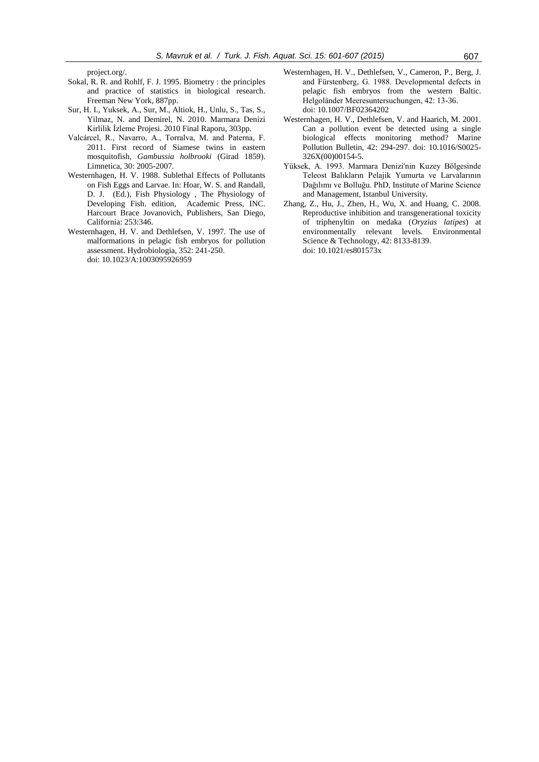project.org/.

Sokal, R. R. and Rohlf, F. J. 1995. Biometry : the principles and practice of statistics in biological research. Freeman New York, 887pp.

Sur, H. I., Yuksek, A., Sur, M., Altiok, H., Unlu, S., Tas, S., Yilmaz, N. and Demirel, N. 2010. Marmara Denizi Kirlilik İzleme Projesi. 2010 Final Raporu, 303pp.

Valcárcel, R., Navarro, A., Torralva, M. and Paterna, F. 2011. First record of Siamese twins in eastern mosquitofish, *Gambussia holbrooki* (Girad 1859). Limnetica, 30: 2005-2007.

Westernhagen, H. V. 1988. Sublethal Effects of Pollutants on Fish Eggs and Larvae. In: Hoar, W. S. and Randall, D. J. (Ed.), Fish Physiology , The Physiology of Developing Fish. edition, Academic Press, INC. Harcourt Brace Jovanovich, Publishers, San Diego, California: 253:346.

Westernhagen, H. V. and Dethlefsen, V. 1997. The use of malformations in pelagic fish embryos for pollution assessment. Hydrobiologia, 352: 241-250. doi: 10.1023/A:1003095926959

Westernhagen, H. V., Dethlefsen, V., Cameron, P., Berg, J. and Fürstenberg, G. 1988. Developmental defects in pelagic fish embryos from the western Baltic. Helgoländer Meeresuntersuchungen, 42: 13-36. doi: 10.1007/BF02364202

Westernhagen, H. V., Dethlefsen, V. and Haarich, M. 2001. Can a pollution event be detected using a single biological effects monitoring method? Marine Pollution Bulletin, 42: 294-297. doi: 10.1016/S0025-326X(00)00154-5.

Yüksek, A. 1993. Marmara Denizi'nin Kuzey Bölgesinde Teleost Balıkların Pelajik Yumurta ve Larvalarının Dağılımı ve Bolluğu. PhD, Institute of Marine Science and Management, Istanbul University.

Zhang, Z., Hu, J., Zhen, H., Wu, X. and Huang, C. 2008. Reproductive inhibition and transgenerational toxicity of triphenyltin on medaka (*Oryzias latipes*) at environmentally relevant levels. Environmental Science & Technology, 42: 8133-8139. doi: 10.1021/es801573x